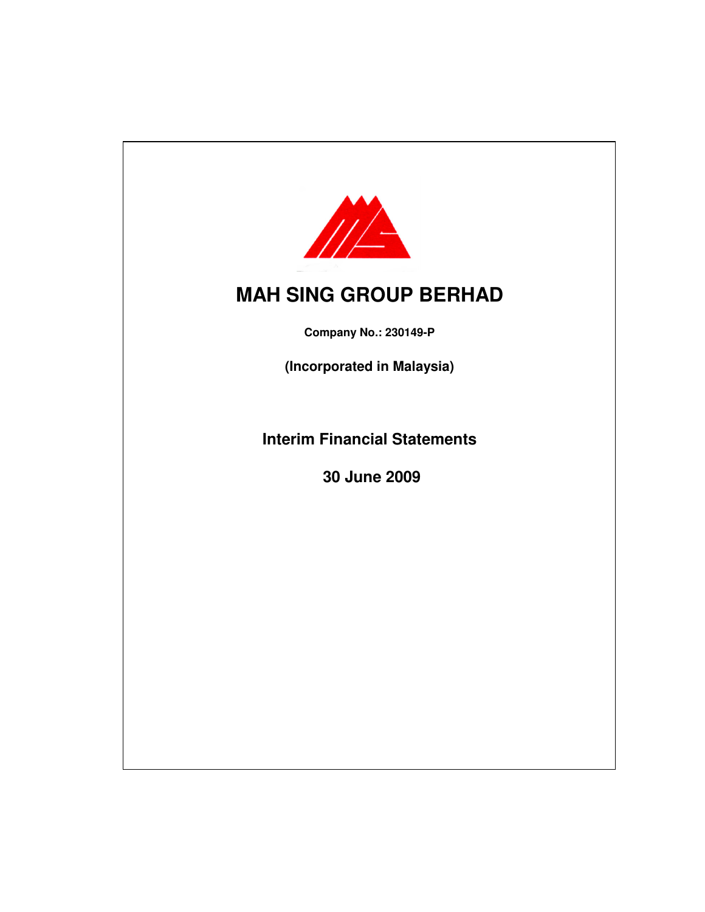# MAH SING GROUP BERHAD

**Company No.: 230149-P**

**(Incorporated in Malaysia)**

## Interim Financial Statements

## 30 June 2009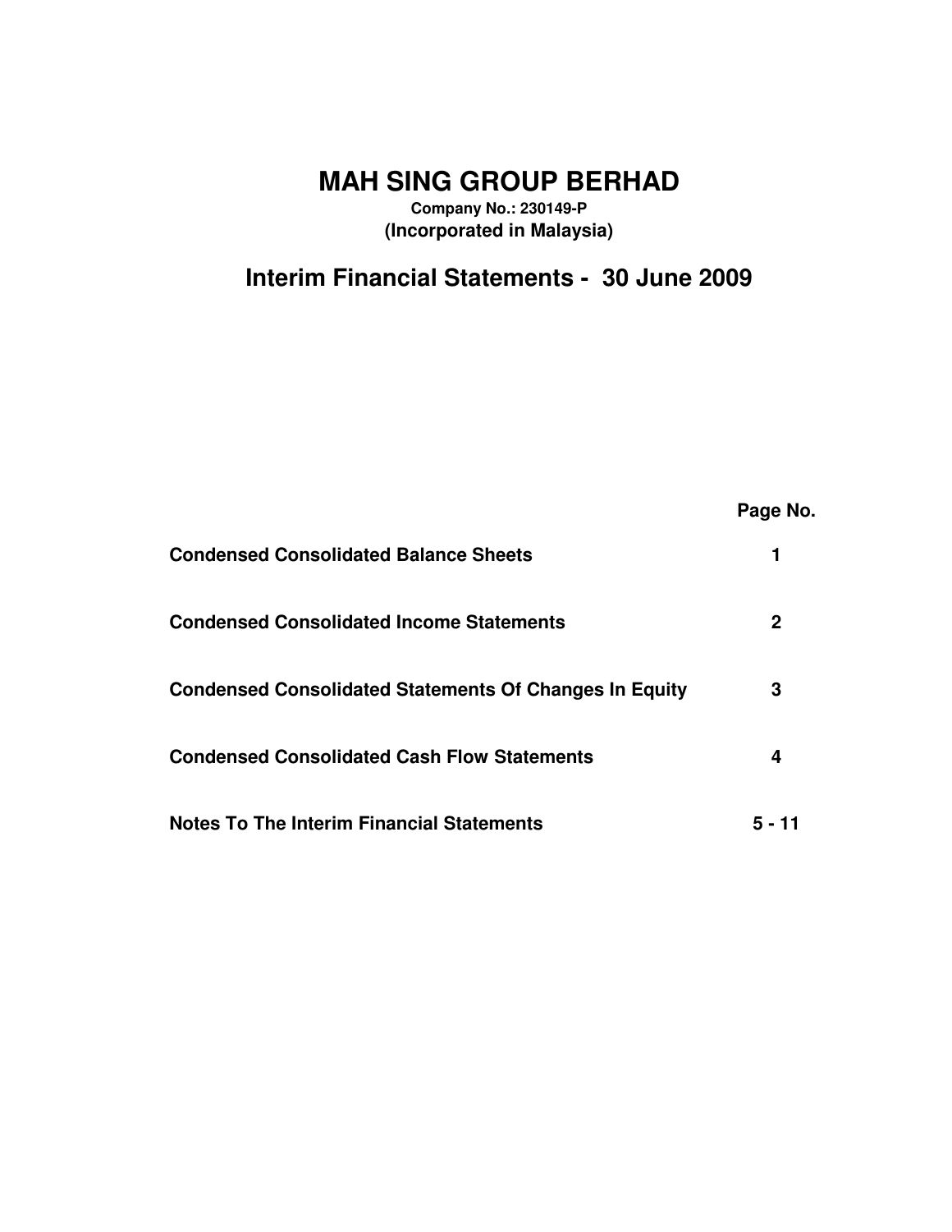# MAH SING GROUP BERHAD

**Company No.: 230149-P**
**(Incorporated in Malaysia)**

## Interim Financial Statements - 30 June 2009

| | Page No. |
|---|---|
| **Condensed Consolidated Balance Sheets** | **1** |
| **Condensed Consolidated Income Statements** | **2** |
| **Condensed Consolidated Statements Of Changes In Equity** | **3** |
| **Condensed Consolidated Cash Flow Statements** | **4** |
| **Notes To The Interim Financial Statements** | **5 - 11** |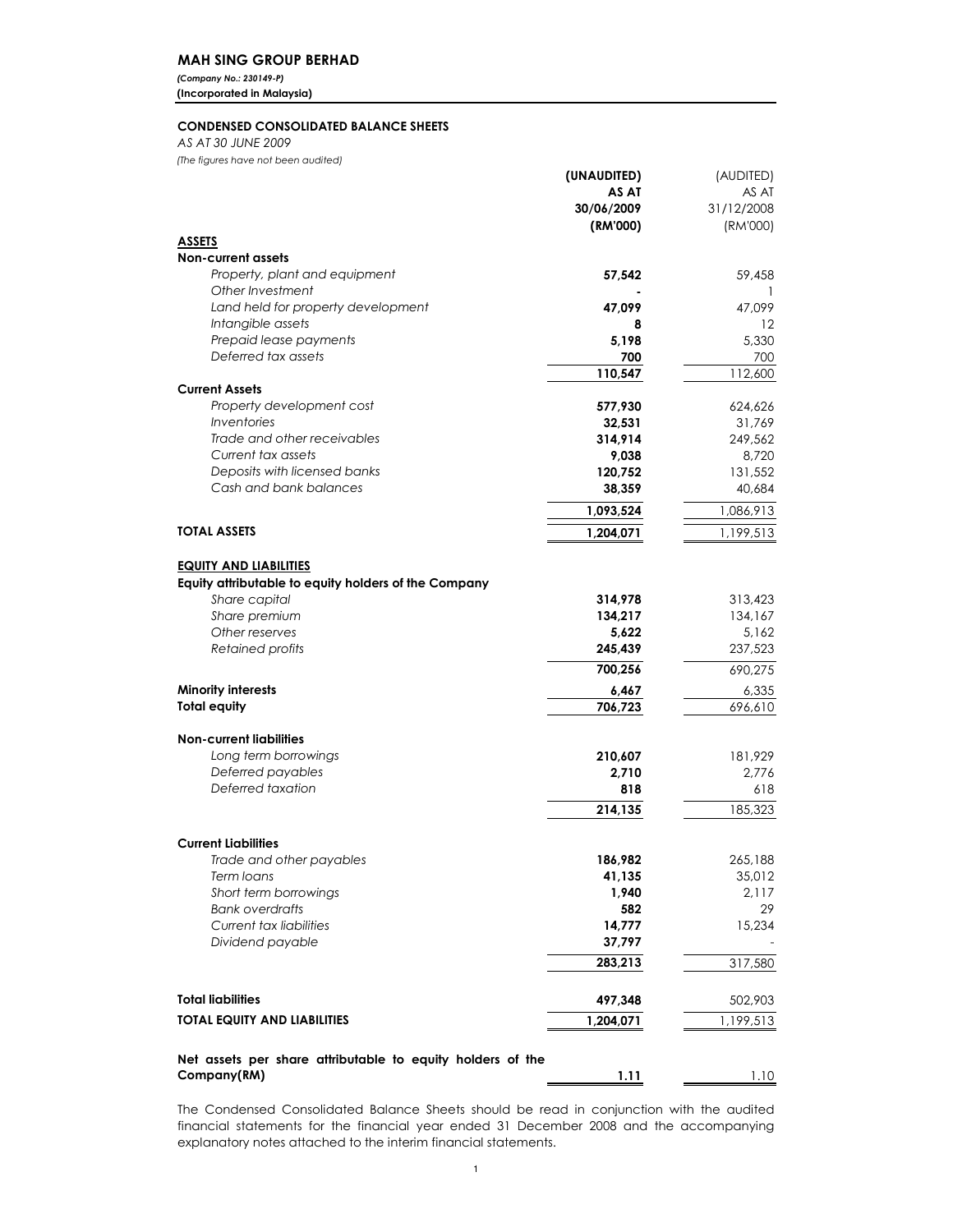**MAH SING GROUP BERHAD**

*(Company No.: 230149-P)*

**(Incorporated in Malaysia)**

**CONDENSED CONSOLIDATED BALANCE SHEETS**

*AS AT 30 JUNE 2009*

*(The figures have not been audited)*

| | **(UNAUDITED) AS AT 30/06/2009 (RM'000)** | (AUDITED) AS AT 31/12/2008 (RM'000) |
|---|---|---|
| **ASSETS** | | |
| **Non-current assets** | | |
| *Property, plant and equipment* | **57,542** | 59,458 |
| *Other Investment* | **-** | 1 |
| *Land held for property development* | **47,099** | 47,099 |
| *Intangible assets* | **8** | 12 |
| *Prepaid lease payments* | **5,198** | 5,330 |
| *Deferred tax assets* | **700** | 700 |
| | **110,547** | 112,600 |
| **Current Assets** | | |
| *Property development cost* | **577,930** | 624,626 |
| *Inventories* | **32,531** | 31,769 |
| *Trade and other receivables* | **314,914** | 249,562 |
| *Current tax assets* | **9,038** | 8,720 |
| *Deposits with licensed banks* | **120,752** | 131,552 |
| *Cash and bank balances* | **38,359** | 40,684 |
| | **1,093,524** | 1,086,913 |
| **TOTAL ASSETS** | **1,204,071** | 1,199,513 |
| **EQUITY AND LIABILITIES** | | |
| **Equity attributable to equity holders of the Company** | | |
| *Share capital* | **314,978** | 313,423 |
| *Share premium* | **134,217** | 134,167 |
| *Other reserves* | **5,622** | 5,162 |
| *Retained profits* | **245,439** | 237,523 |
| | **700,256** | 690,275 |
| **Minority interests** | **6,467** | 6,335 |
| **Total equity** | **706,723** | 696,610 |
| **Non-current liabilities** | | |
| *Long term borrowings* | **210,607** | 181,929 |
| *Deferred payables* | **2,710** | 2,776 |
| *Deferred taxation* | **818** | 618 |
| | **214,135** | 185,323 |
| **Current Liabilities** | | |
| *Trade and other payables* | **186,982** | 265,188 |
| *Term loans* | **41,135** | 35,012 |
| *Short term borrowings* | **1,940** | 2,117 |
| *Bank overdrafts* | **582** | 29 |
| *Current tax liabilities* | **14,777** | 15,234 |
| *Dividend payable* | **37,797** | - |
| | **283,213** | 317,580 |
| **Total liabilities** | **497,348** | 502,903 |
| **TOTAL EQUITY AND LIABILITIES** | **1,204,071** | 1,199,513 |
| **Net assets per share attributable to equity holders of the Company(RM)** | **1.11** | 1.10 |

The Condensed Consolidated Balance Sheets should be read in conjunction with the audited financial statements for the financial year ended 31 December 2008 and the accompanying explanatory notes attached to the interim financial statements.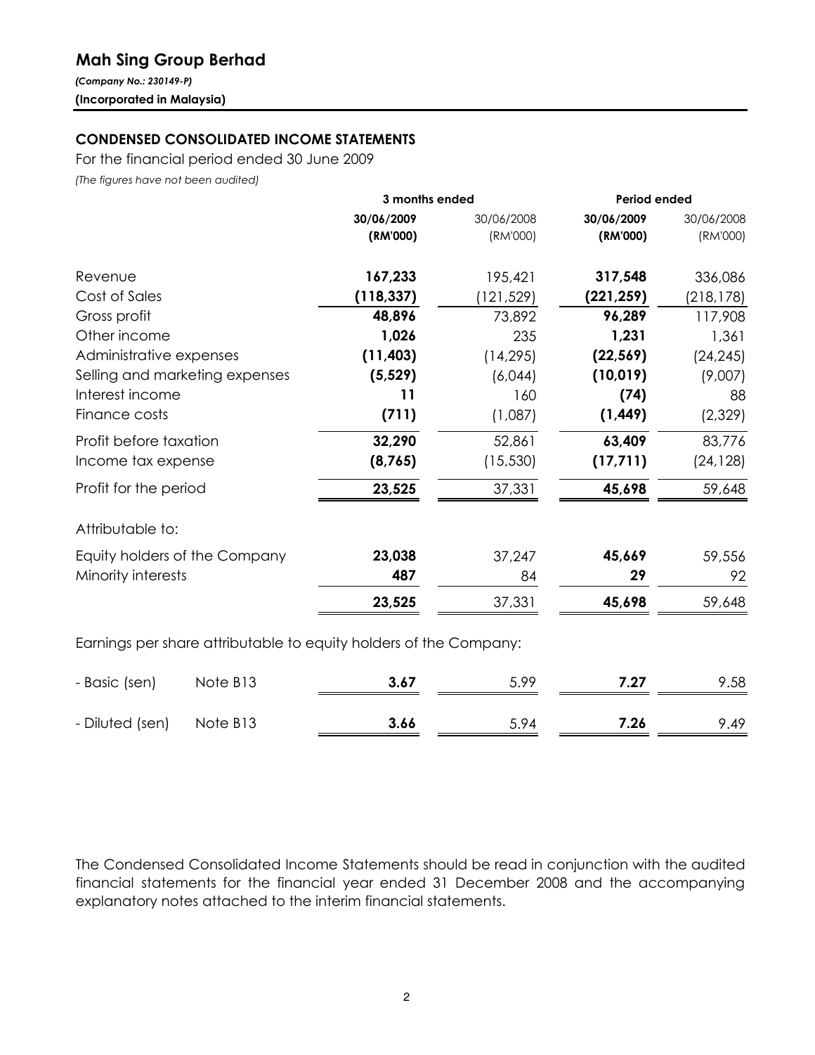# Mah Sing Group Berhad

*(Company No.: 230149-P)*

**(Incorporated in Malaysia)**

## CONDENSED CONSOLIDATED INCOME STATEMENTS

For the financial period ended 30 June 2009

*(The figures have not been audited)*

| | | 3 months ended | | Period ended | |
|---|---|---|---|---|---|
| | | **30/06/2009** | 30/06/2008 | **30/06/2009** | 30/06/2008 |
| | | **(RM'000)** | (RM'000) | **(RM'000)** | (RM'000) |
| Revenue | | **167,233** | 195,421 | **317,548** | 336,086 |
| Cost of Sales | | **(118,337)** | (121,529) | **(221,259)** | (218,178) |
| Gross profit | | **48,896** | 73,892 | **96,289** | 117,908 |
| Other income | | **1,026** | 235 | **1,231** | 1,361 |
| Administrative expenses | | **(11,403)** | (14,295) | **(22,569)** | (24,245) |
| Selling and marketing expenses | | **(5,529)** | (6,044) | **(10,019)** | (9,007) |
| Interest income | | **11** | 160 | **(74)** | 88 |
| Finance costs | | **(711)** | (1,087) | **(1,449)** | (2,329) |
| Profit before taxation | | **32,290** | 52,861 | **63,409** | 83,776 |
| Income tax expense | | **(8,765)** | (15,530) | **(17,711)** | (24,128) |
| Profit for the period | | **23,525** | 37,331 | **45,698** | 59,648 |
| Attributable to: | | | | | |
| Equity holders of the Company | | **23,038** | 37,247 | **45,669** | 59,556 |
| Minority interests | | **487** | 84 | **29** | 92 |
| | | **23,525** | 37,331 | **45,698** | 59,648 |
| Earnings per share attributable to equity holders of the Company: | | | | | |
| - Basic (sen) | Note B13 | **3.67** | 5.99 | **7.27** | 9.58 |
| - Diluted (sen) | Note B13 | **3.66** | 5.94 | **7.26** | 9.49 |

The Condensed Consolidated Income Statements should be read in conjunction with the audited financial statements for the financial year ended 31 December 2008 and the accompanying explanatory notes attached to the interim financial statements.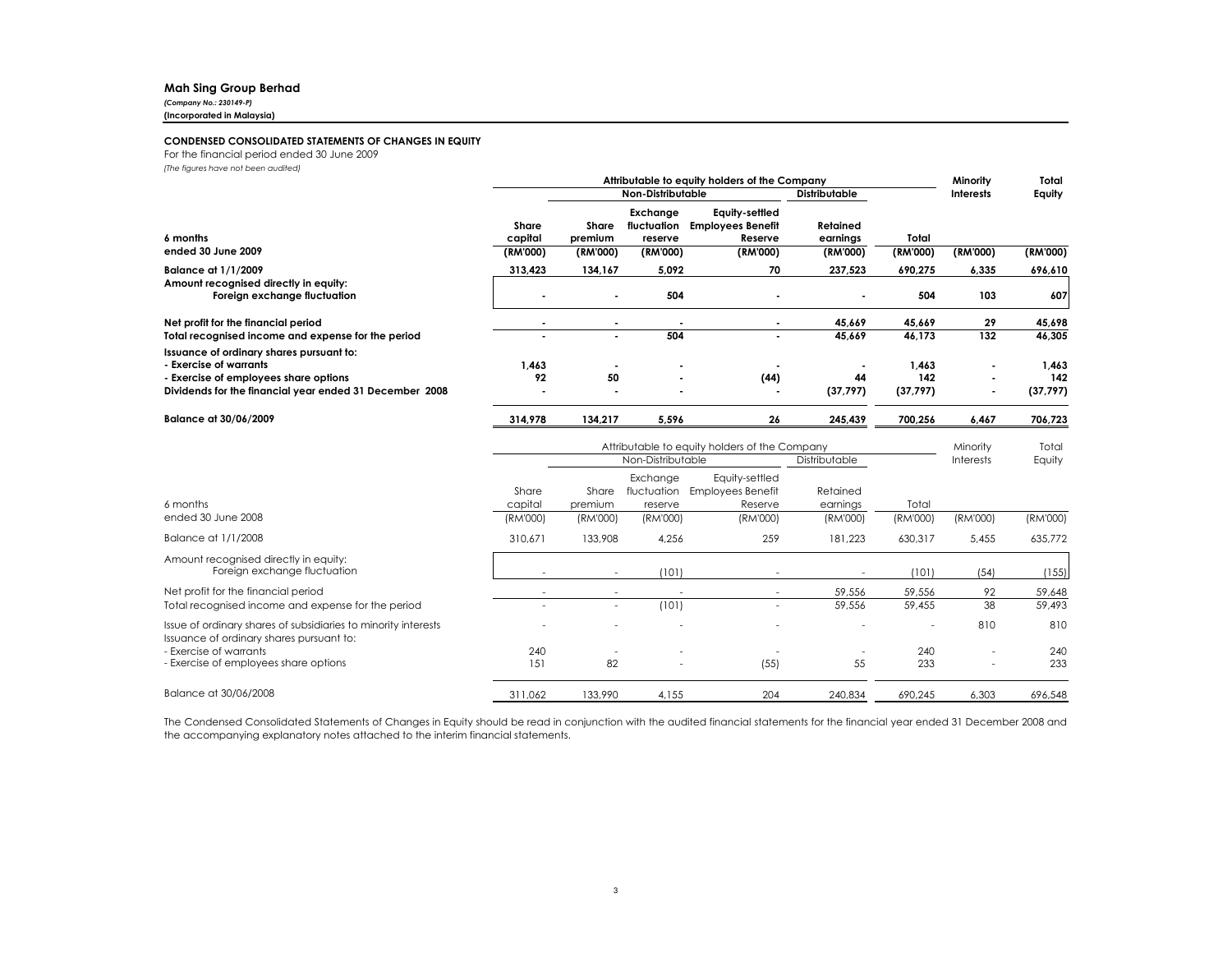**Mah Sing Group Berhad**
*(Company No.: 230149-P)*
**(Incorporated in Malaysia)**

**CONDENSED CONSOLIDATED STATEMENTS OF CHANGES IN EQUITY**
For the financial period ended 30 June 2009
*(The figures have not been audited)*

| | Attributable to equity holders of the Company | | | | | | Minority Interests | Total Equity |
|---|---|---|---|---|---|---|---|---|
| | | Non-Distributable | | | Distributable | | | |
| **6 months ended 30 June 2009** | **Share capital (RM'000)** | **Share premium (RM'000)** | **Exchange fluctuation reserve (RM'000)** | **Equity-settled Employees Benefit Reserve (RM'000)** | **Retained earnings (RM'000)** | **Total (RM'000)** | **(RM'000)** | **(RM'000)** |
| **Balance at 1/1/2009** | **313,423** | **134,167** | **5,092** | **70** | **237,523** | **690,275** | **6,335** | **696,610** |
| **Amount recognised directly in equity:** | | | | | | | | |
| **Foreign exchange fluctuation** | **-** | **-** | **504** | **-** | **-** | **504** | **103** | **607** |
| **Net profit for the financial period** | **-** | **-** | **-** | **-** | **45,669** | **45,669** | **29** | **45,698** |
| **Total recognised income and expense for the period** | **-** | **-** | **504** | **-** | **45,669** | **46,173** | **132** | **46,305** |
| **Issuance of ordinary shares pursuant to:** | | | | | | | | |
| **- Exercise of warrants** | **1,463** | **-** | **-** | **-** | **-** | **1,463** | **-** | **1,463** |
| **- Exercise of employees share options** | **92** | **50** | **-** | **(44)** | **44** | **142** | **-** | **142** |
| **Dividends for the financial year ended 31 December 2008** | **-** | **-** | **-** | **-** | **(37,797)** | **(37,797)** | **-** | **(37,797)** |
| **Balance at 30/06/2009** | **314,978** | **134,217** | **5,596** | **26** | **245,439** | **700,256** | **6,467** | **706,723** |

| | Attributable to equity holders of the Company | | | | | | Minority Interests | Total Equity |
|---|---|---|---|---|---|---|---|---|
| | | Non-Distributable | | | Distributable | | | |
| 6 months ended 30 June 2008 | Share capital (RM'000) | Share premium (RM'000) | Exchange fluctuation reserve (RM'000) | Equity-settled Employees Benefit Reserve (RM'000) | Retained earnings (RM'000) | Total (RM'000) | (RM'000) | (RM'000) |
| Balance at 1/1/2008 | 310,671 | 133,908 | 4,256 | 259 | 181,223 | 630,317 | 5,455 | 635,772 |
| Amount recognised directly in equity: | | | | | | | | |
| Foreign exchange fluctuation | - | - | (101) | - | - | (101) | (54) | (155) |
| Net profit for the financial period | - | - | - | - | 59,556 | 59,556 | 92 | 59,648 |
| Total recognised income and expense for the period | - | - | (101) | - | 59,556 | 59,455 | 38 | 59,493 |
| Issue of ordinary shares of subsidiaries to minority interests | - | - | - | - | - | - | 810 | 810 |
| Issuance of ordinary shares pursuant to: | | | | | | | | |
| - Exercise of warrants | 240 | - | - | - | - | 240 | - | 240 |
| - Exercise of employees share options | 151 | 82 | - | (55) | 55 | 233 | - | 233 |
| Balance at 30/06/2008 | 311,062 | 133,990 | 4,155 | 204 | 240,834 | 690,245 | 6,303 | 696,548 |

The Condensed Consolidated Statements of Changes in Equity should be read in conjunction with the audited financial statements for the financial year ended 31 December 2008 and the accompanying explanatory notes attached to the interim financial statements.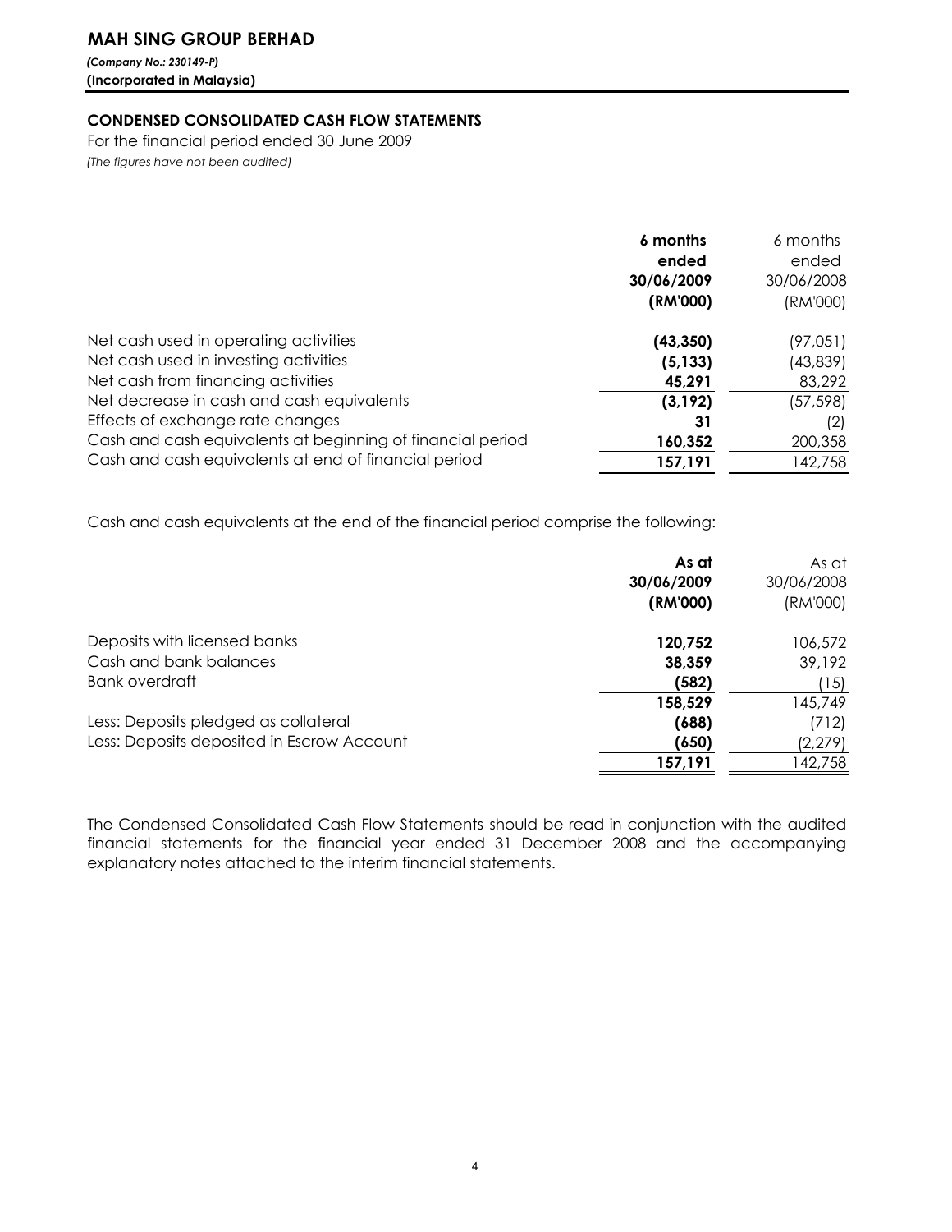# MAH SING GROUP BERHAD

***(Company No.: 230149-P)***
**(Incorporated in Malaysia)**

## CONDENSED CONSOLIDATED CASH FLOW STATEMENTS

For the financial period ended 30 June 2009
*(The figures have not been audited)*

| | **6 months ended 30/06/2009 (RM'000)** | 6 months ended 30/06/2008 (RM'000) |
|---|---|---|
| Net cash used in operating activities | **(43,350)** | (97,051) |
| Net cash used in investing activities | **(5,133)** | (43,839) |
| Net cash from financing activities | **45,291** | 83,292 |
| Net decrease in cash and cash equivalents | **(3,192)** | (57,598) |
| Effects of exchange rate changes | **31** | (2) |
| Cash and cash equivalents at beginning of financial period | **160,352** | 200,358 |
| Cash and cash equivalents at end of financial period | **157,191** | 142,758 |

Cash and cash equivalents at the end of the financial period comprise the following:

| | **As at 30/06/2009 (RM'000)** | As at 30/06/2008 (RM'000) |
|---|---|---|
| Deposits with licensed banks | **120,752** | 106,572 |
| Cash and bank balances | **38,359** | 39,192 |
| Bank overdraft | **(582)** | (15) |
| | **158,529** | 145,749 |
| Less: Deposits pledged as collateral | **(688)** | (712) |
| Less: Deposits deposited in Escrow Account | **(650)** | (2,279) |
| | **157,191** | 142,758 |

The Condensed Consolidated Cash Flow Statements should be read in conjunction with the audited financial statements for the financial year ended 31 December 2008 and the accompanying explanatory notes attached to the interim financial statements.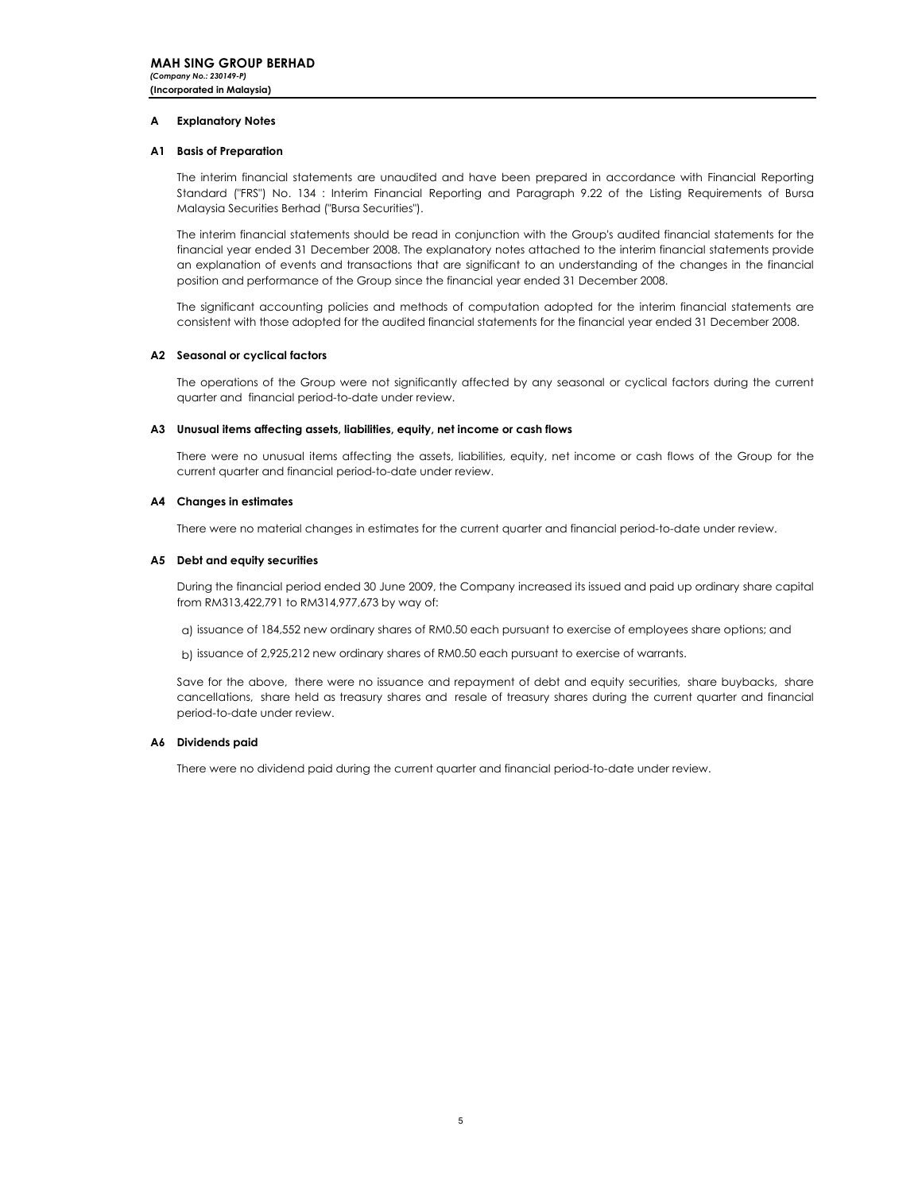**MAH SING GROUP BERHAD**
*(Company No.: 230149-P)*
**(Incorporated in Malaysia)**

## A Explanatory Notes

### A1 Basis of Preparation

The interim financial statements are unaudited and have been prepared in accordance with Financial Reporting Standard ("FRS") No. 134 : Interim Financial Reporting and Paragraph 9.22 of the Listing Requirements of Bursa Malaysia Securities Berhad ("Bursa Securities").

The interim financial statements should be read in conjunction with the Group's audited financial statements for the financial year ended 31 December 2008. The explanatory notes attached to the interim financial statements provide an explanation of events and transactions that are significant to an understanding of the changes in the financial position and performance of the Group since the financial year ended 31 December 2008.

The significant accounting policies and methods of computation adopted for the interim financial statements are consistent with those adopted for the audited financial statements for the financial year ended 31 December 2008.

### A2 Seasonal or cyclical factors

The operations of the Group were not significantly affected by any seasonal or cyclical factors during the current quarter and financial period-to-date under review.

### A3 Unusual items affecting assets, liabilities, equity, net income or cash flows

There were no unusual items affecting the assets, liabilities, equity, net income or cash flows of the Group for the current quarter and financial period-to-date under review.

### A4 Changes in estimates

There were no material changes in estimates for the current quarter and financial period-to-date under review.

### A5 Debt and equity securities

During the financial period ended 30 June 2009, the Company increased its issued and paid up ordinary share capital from RM313,422,791 to RM314,977,673 by way of:

a) issuance of 184,552 new ordinary shares of RM0.50 each pursuant to exercise of employees share options; and

b) issuance of 2,925,212 new ordinary shares of RM0.50 each pursuant to exercise of warrants.

Save for the above, there were no issuance and repayment of debt and equity securities, share buybacks, share cancellations, share held as treasury shares and resale of treasury shares during the current quarter and financial period-to-date under review.

### A6 Dividends paid

There were no dividend paid during the current quarter and financial period-to-date under review.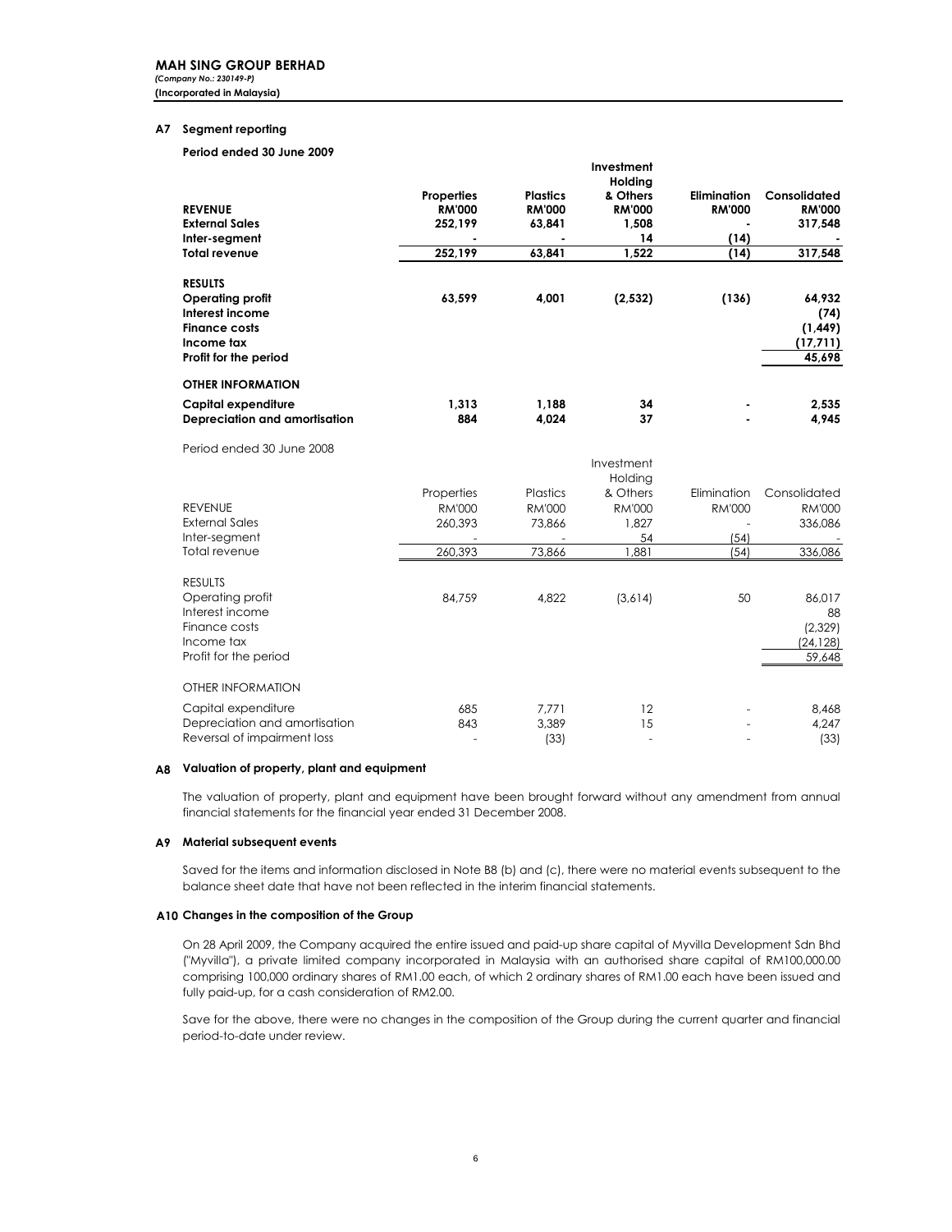**MAH SING GROUP BERHAD**
*(Company No.: 230149-P)*
**(Incorporated in Malaysia)**

## A7 Segment reporting

**Period ended 30 June 2009**

| | Properties RM'000 | Plastics RM'000 | Investment Holding & Others RM'000 | Elimination RM'000 | Consolidated RM'000 |
|---|---|---|---|---|---|
| **REVENUE** | | | | | |
| **External Sales** | **252,199** | **63,841** | **1,508** | **-** | **317,548** |
| **Inter-segment** | **-** | **-** | **14** | **(14)** | **-** |
| **Total revenue** | **252,199** | **63,841** | **1,522** | **(14)** | **317,548** |
| **RESULTS** | | | | | |
| **Operating profit** | **63,599** | **4,001** | **(2,532)** | **(136)** | **64,932** |
| **Interest income** | | | | | **(74)** |
| **Finance costs** | | | | | **(1,449)** |
| **Income tax** | | | | | **(17,711)** |
| **Profit for the period** | | | | | **45,698** |
| **OTHER INFORMATION** | | | | | |
| **Capital expenditure** | **1,313** | **1,188** | **34** | **-** | **2,535** |
| **Depreciation and amortisation** | **884** | **4,024** | **37** | **-** | **4,945** |

Period ended 30 June 2008

| | Properties RM'000 | Plastics RM'000 | Investment Holding & Others RM'000 | Elimination RM'000 | Consolidated RM'000 |
|---|---|---|---|---|---|
| REVENUE | | | | | |
| External Sales | 260,393 | 73,866 | 1,827 | - | 336,086 |
| Inter-segment | - | - | 54 | (54) | - |
| Total revenue | 260,393 | 73,866 | 1,881 | (54) | 336,086 |
| RESULTS | | | | | |
| Operating profit | 84,759 | 4,822 | (3,614) | 50 | 86,017 |
| Interest income | | | | | 88 |
| Finance costs | | | | | (2,329) |
| Income tax | | | | | (24,128) |
| Profit for the period | | | | | 59,648 |
| OTHER INFORMATION | | | | | |
| Capital expenditure | 685 | 7,771 | 12 | - | 8,468 |
| Depreciation and amortisation | 843 | 3,389 | 15 | - | 4,247 |
| Reversal of impairment loss | - | (33) | - | - | (33) |

## A8 Valuation of property, plant and equipment

The valuation of property, plant and equipment have been brought forward without any amendment from annual financial statements for the financial year ended 31 December 2008.

## A9 Material subsequent events

Saved for the items and information disclosed in Note B8 (b) and (c), there were no material events subsequent to the balance sheet date that have not been reflected in the interim financial statements.

## A10 Changes in the composition of the Group

On 28 April 2009, the Company acquired the entire issued and paid-up share capital of Myvilla Development Sdn Bhd ("Myvilla"), a private limited company incorporated in Malaysia with an authorised share capital of RM100,000.00 comprising 100,000 ordinary shares of RM1.00 each, of which 2 ordinary shares of RM1.00 each have been issued and fully paid-up, for a cash consideration of RM2.00.

Save for the above, there were no changes in the composition of the Group during the current quarter and financial period-to-date under review.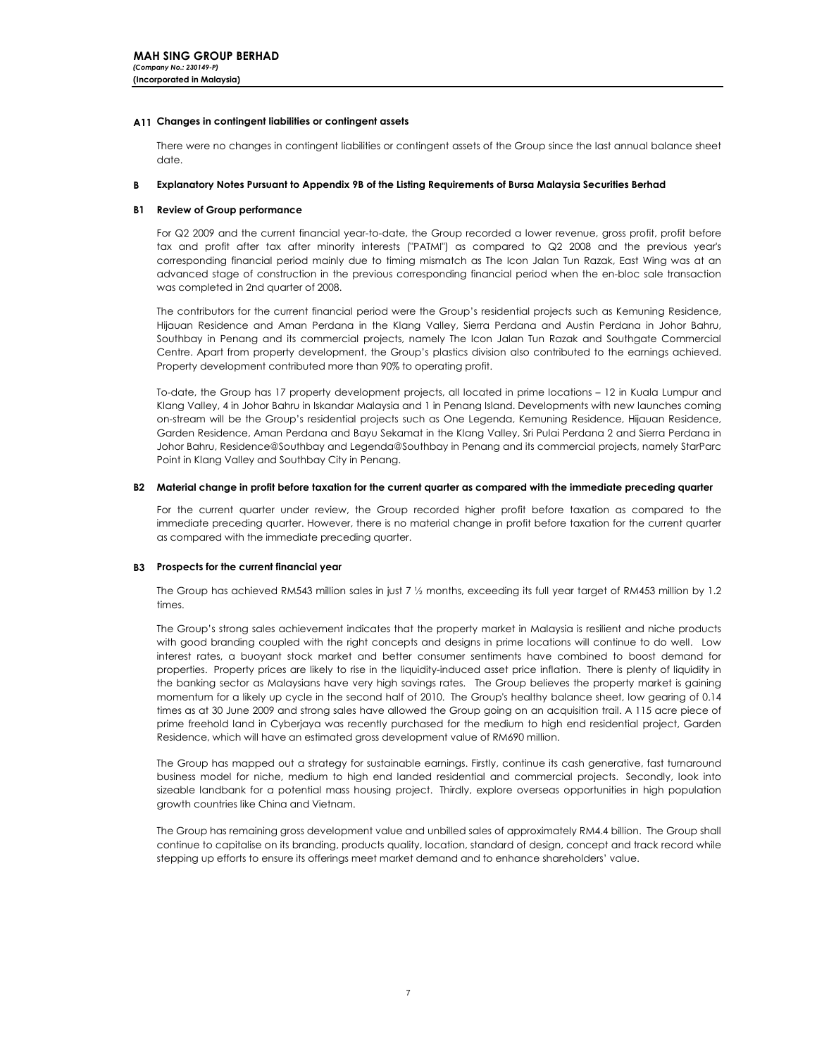#### A11 Changes in contingent liabilities or contingent assets

There were no changes in contingent liabilities or contingent assets of the Group since the last annual balance sheet date.

#### B Explanatory Notes Pursuant to Appendix 9B of the Listing Requirements of Bursa Malaysia Securities Berhad

#### B1 Review of Group performance

For Q2 2009 and the current financial year-to-date, the Group recorded a lower revenue, gross profit, profit before tax and profit after tax after minority interests ("PATMI") as compared to Q2 2008 and the previous year's corresponding financial period mainly due to timing mismatch as The Icon Jalan Tun Razak, East Wing was at an advanced stage of construction in the previous corresponding financial period when the en-bloc sale transaction was completed in 2nd quarter of 2008.

The contributors for the current financial period were the Group's residential projects such as Kemuning Residence, Hijauan Residence and Aman Perdana in the Klang Valley, Sierra Perdana and Austin Perdana in Johor Bahru, Southbay in Penang and its commercial projects, namely The Icon Jalan Tun Razak and Southgate Commercial Centre. Apart from property development, the Group's plastics division also contributed to the earnings achieved. Property development contributed more than 90% to operating profit.

To-date, the Group has 17 property development projects, all located in prime locations – 12 in Kuala Lumpur and Klang Valley, 4 in Johor Bahru in Iskandar Malaysia and 1 in Penang Island. Developments with new launches coming on-stream will be the Group's residential projects such as One Legenda, Kemuning Residence, Hijauan Residence, Garden Residence, Aman Perdana and Bayu Sekamat in the Klang Valley, Sri Pulai Perdana 2 and Sierra Perdana in Johor Bahru, Residence@Southbay and Legenda@Southbay in Penang and its commercial projects, namely StarParc Point in Klang Valley and Southbay City in Penang.

#### B2 Material change in profit before taxation for the current quarter as compared with the immediate preceding quarter

For the current quarter under review, the Group recorded higher profit before taxation as compared to the immediate preceding quarter. However, there is no material change in profit before taxation for the current quarter as compared with the immediate preceding quarter.

#### B3 Prospects for the current financial year

The Group has achieved RM543 million sales in just 7 ½ months, exceeding its full year target of RM453 million by 1.2 times.

The Group's strong sales achievement indicates that the property market in Malaysia is resilient and niche products with good branding coupled with the right concepts and designs in prime locations will continue to do well. Low interest rates, a buoyant stock market and better consumer sentiments have combined to boost demand for properties. Property prices are likely to rise in the liquidity-induced asset price inflation. There is plenty of liquidity in the banking sector as Malaysians have very high savings rates. The Group believes the property market is gaining momentum for a likely up cycle in the second half of 2010. The Group's healthy balance sheet, low gearing of 0.14 times as at 30 June 2009 and strong sales have allowed the Group going on an acquisition trail. A 115 acre piece of prime freehold land in Cyberjaya was recently purchased for the medium to high end residential project, Garden Residence, which will have an estimated gross development value of RM690 million.

The Group has mapped out a strategy for sustainable earnings. Firstly, continue its cash generative, fast turnaround business model for niche, medium to high end landed residential and commercial projects. Secondly, look into sizeable landbank for a potential mass housing project. Thirdly, explore overseas opportunities in high population growth countries like China and Vietnam.

The Group has remaining gross development value and unbilled sales of approximately RM4.4 billion. The Group shall continue to capitalise on its branding, products quality, location, standard of design, concept and track record while stepping up efforts to ensure its offerings meet market demand and to enhance shareholders' value.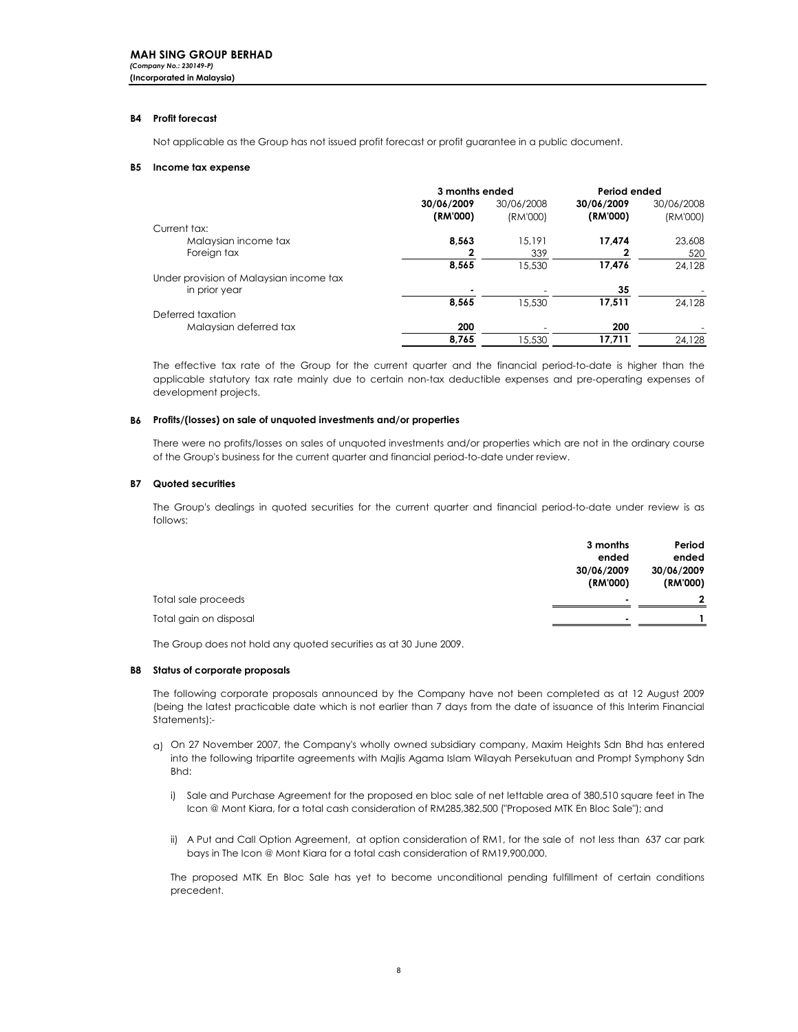## B4 Profit forecast

Not applicable as the Group has not issued profit forecast or profit guarantee in a public document.

## B5 Income tax expense

| | 3 months ended | | Period ended | |
|---|---|---|---|---|
| | **30/06/2009 (RM'000)** | 30/06/2008 (RM'000) | **30/06/2009 (RM'000)** | 30/06/2008 (RM'000) |
| Current tax: | | | | |
| Malaysian income tax | **8,563** | 15,191 | **17,474** | 23,608 |
| Foreign tax | **2** | 339 | **2** | 520 |
| | **8,565** | 15,530 | **17,476** | 24,128 |
| Under provision of Malaysian income tax in prior year | **-** | - | **35** | - |
| | **8,565** | 15,530 | **17,511** | 24,128 |
| Deferred taxation | | | | |
| Malaysian deferred tax | **200** | - | **200** | - |
| | **8,765** | 15,530 | **17,711** | 24,128 |

The effective tax rate of the Group for the current quarter and the financial period-to-date is higher than the applicable statutory tax rate mainly due to certain non-tax deductible expenses and pre-operating expenses of development projects.

## B6 Profits/(losses) on sale of unquoted investments and/or properties

There were no profits/losses on sales of unquoted investments and/or properties which are not in the ordinary course of the Group's business for the current quarter and financial period-to-date under review.

## B7 Quoted securities

The Group's dealings in quoted securities for the current quarter and financial period-to-date under review is as follows:

| | 3 months ended 30/06/2009 (RM'000) | Period ended 30/06/2009 (RM'000) |
|---|---|---|
| Total sale proceeds | - | 2 |
| Total gain on disposal | - | 1 |

The Group does not hold any quoted securities as at 30 June 2009.

## B8 Status of corporate proposals

The following corporate proposals announced by the Company have not been completed as at 12 August 2009 (being the latest practicable date which is not earlier than 7 days from the date of issuance of this Interim Financial Statements):-

a) On 27 November 2007, the Company's wholly owned subsidiary company, Maxim Heights Sdn Bhd has entered into the following tripartite agreements with Majlis Agama Islam Wilayah Persekutuan and Prompt Symphony Sdn Bhd:

   i) Sale and Purchase Agreement for the proposed en bloc sale of net lettable area of 380,510 square feet in The Icon @ Mont Kiara, for a total cash consideration of RM285,382,500 ("Proposed MTK En Bloc Sale"); and

   ii) A Put and Call Option Agreement, at option consideration of RM1, for the sale of not less than 637 car park bays in The Icon @ Mont Kiara for a total cash consideration of RM19,900,000.

   The proposed MTK En Bloc Sale has yet to become unconditional pending fulfillment of certain conditions precedent.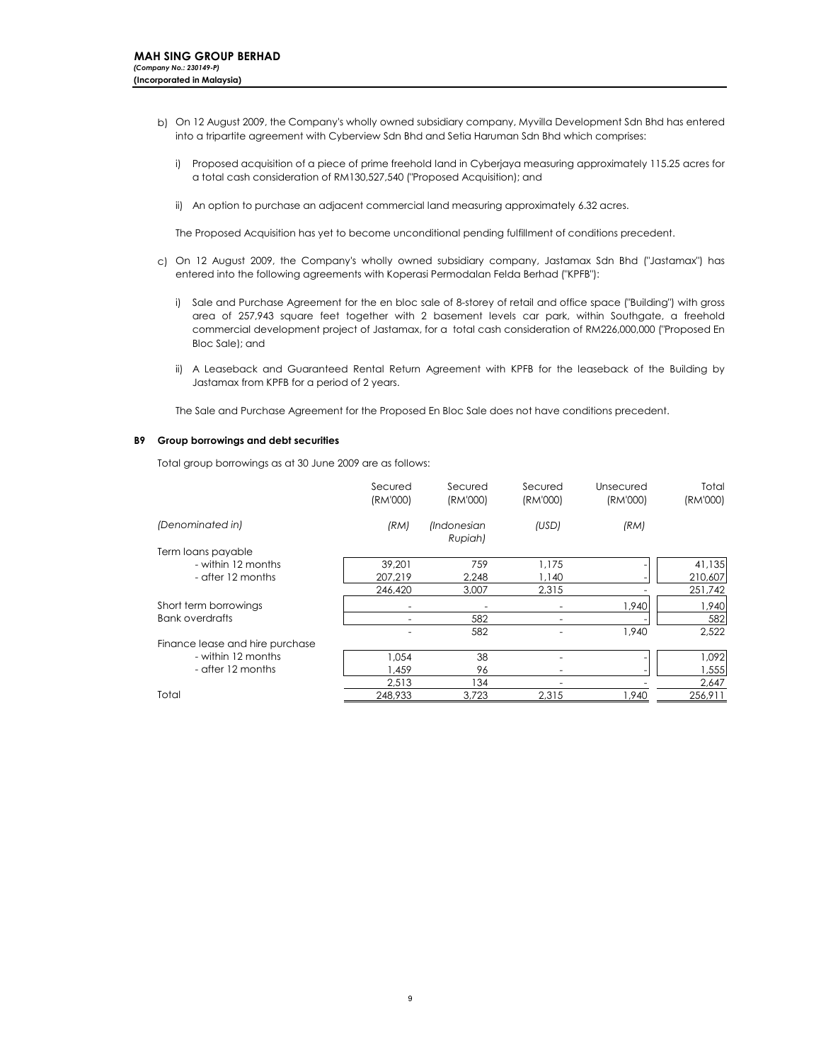**MAH SING GROUP BERHAD**
*(Company No.: 230149-P)*
**(Incorporated in Malaysia)**

b) On 12 August 2009, the Company's wholly owned subsidiary company, Myvilla Development Sdn Bhd has entered into a tripartite agreement with Cyberview Sdn Bhd and Setia Haruman Sdn Bhd which comprises:

   i) Proposed acquisition of a piece of prime freehold land in Cyberjaya measuring approximately 115.25 acres for a total cash consideration of RM130,527,540 ("Proposed Acquisition); and

   ii) An option to purchase an adjacent commercial land measuring approximately 6.32 acres.

   The Proposed Acquisition has yet to become unconditional pending fulfillment of conditions precedent.

c) On 12 August 2009, the Company's wholly owned subsidiary company, Jastamax Sdn Bhd ("Jastamax") has entered into the following agreements with Koperasi Permodalan Felda Berhad ("KPFB"):

   i) Sale and Purchase Agreement for the en bloc sale of 8-storey of retail and office space ("Building") with gross area of 257,943 square feet together with 2 basement levels car park, within Southgate, a freehold commercial development project of Jastamax, for a total cash consideration of RM226,000,000 ("Proposed En Bloc Sale); and

   ii) A Leaseback and Guaranteed Rental Return Agreement with KPFB for the leaseback of the Building by Jastamax from KPFB for a period of 2 years.

   The Sale and Purchase Agreement for the Proposed En Bloc Sale does not have conditions precedent.

**B9 Group borrowings and debt securities**

Total group borrowings as at 30 June 2009 are as follows:

| | Secured (RM'000) | Secured (RM'000) | Secured (RM'000) | Unsecured (RM'000) | Total (RM'000) |
|---|---|---|---|---|---|
| *(Denominated in)* | *(RM)* | *(Indonesian Rupiah)* | *(USD)* | *(RM)* | |
| Term loans payable | | | | | |
| - within 12 months | 39,201 | 759 | 1,175 | - | 41,135 |
| - after 12 months | 207,219 | 2,248 | 1,140 | - | 210,607 |
| | 246,420 | 3,007 | 2,315 | - | 251,742 |
| Short term borrowings | - | - | - | 1,940 | 1,940 |
| Bank overdrafts | - | 582 | - | - | 582 |
| | - | 582 | - | 1,940 | 2,522 |
| Finance lease and hire purchase | | | | | |
| - within 12 months | 1,054 | 38 | - | - | 1,092 |
| - after 12 months | 1,459 | 96 | - | - | 1,555 |
| | 2,513 | 134 | - | - | 2,647 |
| Total | 248,933 | 3,723 | 2,315 | 1,940 | 256,911 |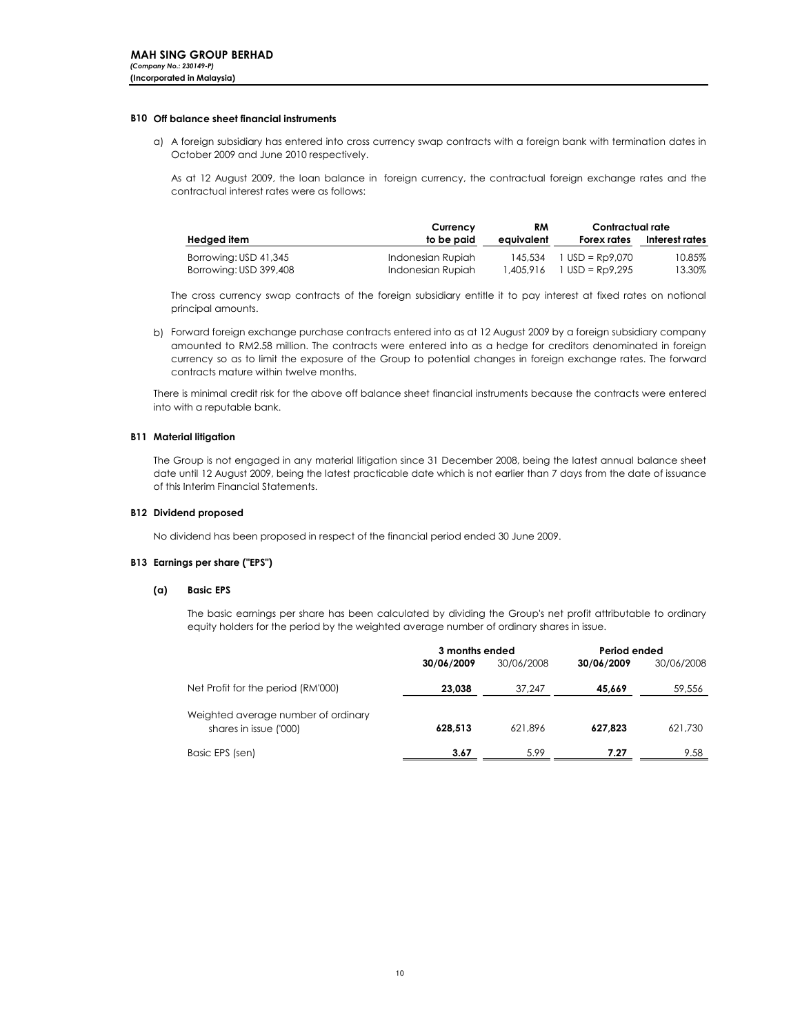**MAH SING GROUP BERHAD**
*(Company No.: 230149-P)*
**(Incorporated in Malaysia)**

## B10 Off balance sheet financial instruments

a) A foreign subsidiary has entered into cross currency swap contracts with a foreign bank with termination dates in October 2009 and June 2010 respectively.

As at 12 August 2009, the loan balance in foreign currency, the contractual foreign exchange rates and the contractual interest rates were as follows:

| Hedged item | Currency to be paid | RM equivalent | Contractual rate Forex rates | Contractual rate Interest rates |
|---|---|---|---|---|
| Borrowing: USD 41,345 | Indonesian Rupiah | 145,534 | 1 USD = Rp9,070 | 10.85% |
| Borrowing: USD 399,408 | Indonesian Rupiah | 1,405,916 | 1 USD = Rp9,295 | 13.30% |

The cross currency swap contracts of the foreign subsidiary entitle it to pay interest at fixed rates on notional principal amounts.

b) Forward foreign exchange purchase contracts entered into as at 12 August 2009 by a foreign subsidiary company amounted to RM2.58 million. The contracts were entered into as a hedge for creditors denominated in foreign currency so as to limit the exposure of the Group to potential changes in foreign exchange rates. The forward contracts mature within twelve months.

There is minimal credit risk for the above off balance sheet financial instruments because the contracts were entered into with a reputable bank.

## B11 Material litigation

The Group is not engaged in any material litigation since 31 December 2008, being the latest annual balance sheet date until 12 August 2009, being the latest practicable date which is not earlier than 7 days from the date of issuance of this Interim Financial Statements.

## B12 Dividend proposed

No dividend has been proposed in respect of the financial period ended 30 June 2009.

## B13 Earnings per share ("EPS")

### (a) Basic EPS

The basic earnings per share has been calculated by dividing the Group's net profit attributable to ordinary equity holders for the period by the weighted average number of ordinary shares in issue.

| | 3 months ended | | Period ended | |
|---|---|---|---|---|
| | **30/06/2009** | 30/06/2008 | **30/06/2009** | 30/06/2008 |
| Net Profit for the period (RM'000) | **23,038** | 37,247 | **45,669** | 59,556 |
| Weighted average number of ordinary shares in issue ('000) | **628,513** | 621,896 | **627,823** | 621,730 |
| Basic EPS (sen) | **3.67** | 5.99 | **7.27** | 9.58 |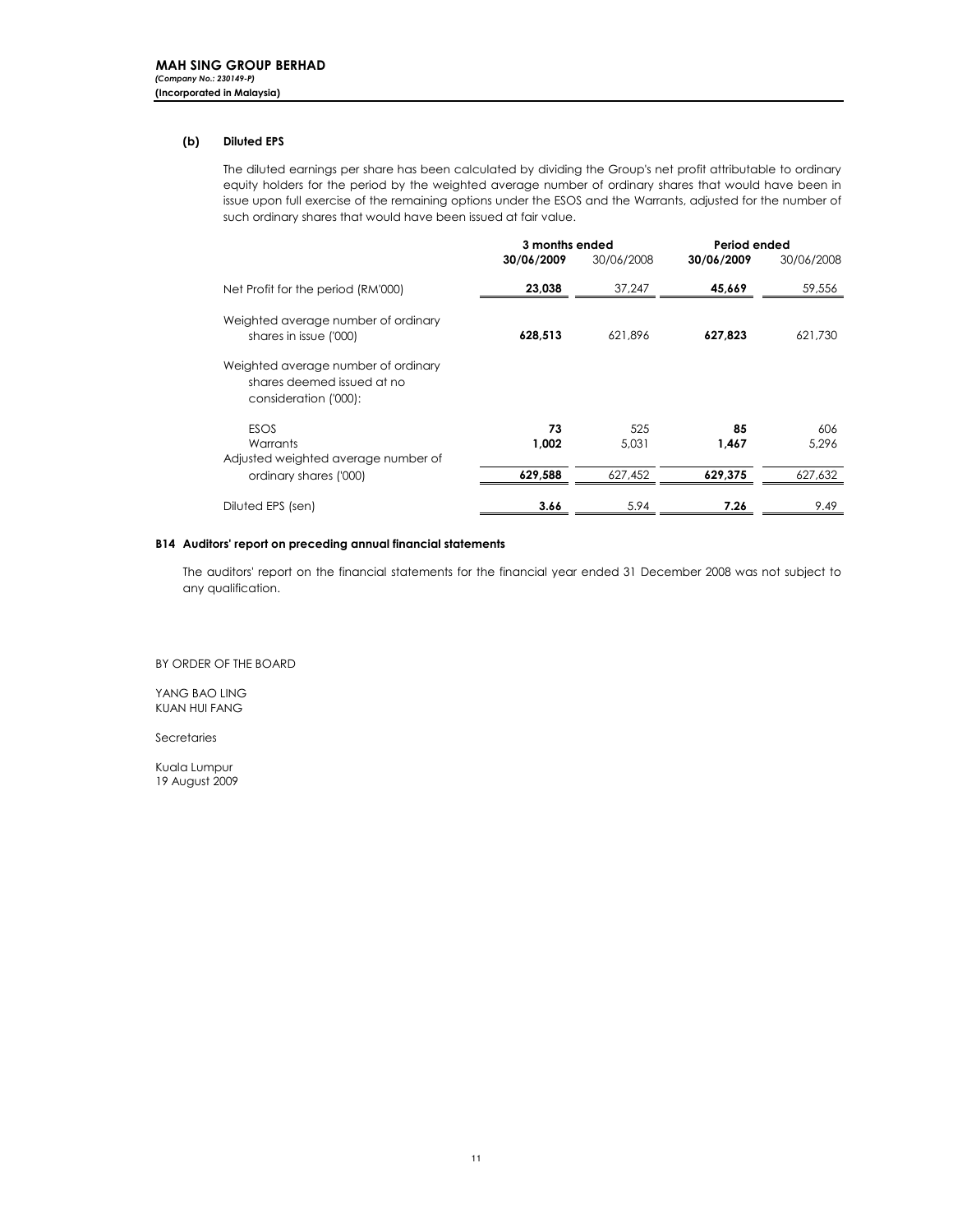**MAH SING GROUP BERHAD**
***(Company No.: 230149-P)***
**(Incorporated in Malaysia)**

### (b) Diluted EPS

The diluted earnings per share has been calculated by dividing the Group's net profit attributable to ordinary equity holders for the period by the weighted average number of ordinary shares that would have been in issue upon full exercise of the remaining options under the ESOS and the Warrants, adjusted for the number of such ordinary shares that would have been issued at fair value.

| | 3 months ended | | Period ended | |
|---|---|---|---|---|
| | **30/06/2009** | 30/06/2008 | **30/06/2009** | 30/06/2008 |
| Net Profit for the period (RM'000) | **23,038** | 37,247 | **45,669** | 59,556 |
| Weighted average number of ordinary shares in issue ('000) | **628,513** | 621,896 | **627,823** | 621,730 |
| Weighted average number of ordinary shares deemed issued at no consideration ('000): | | | | |
| ESOS | **73** | 525 | **85** | 606 |
| Warrants | **1,002** | 5,031 | **1,467** | 5,296 |
| Adjusted weighted average number of ordinary shares ('000) | **629,588** | 627,452 | **629,375** | 627,632 |
| Diluted EPS (sen) | **3.66** | 5.94 | **7.26** | 9.49 |

### B14 Auditors' report on preceding annual financial statements

The auditors' report on the financial statements for the financial year ended 31 December 2008 was not subject to any qualification.

BY ORDER OF THE BOARD

YANG BAO LING
KUAN HUI FANG

Secretaries

Kuala Lumpur
19 August 2009